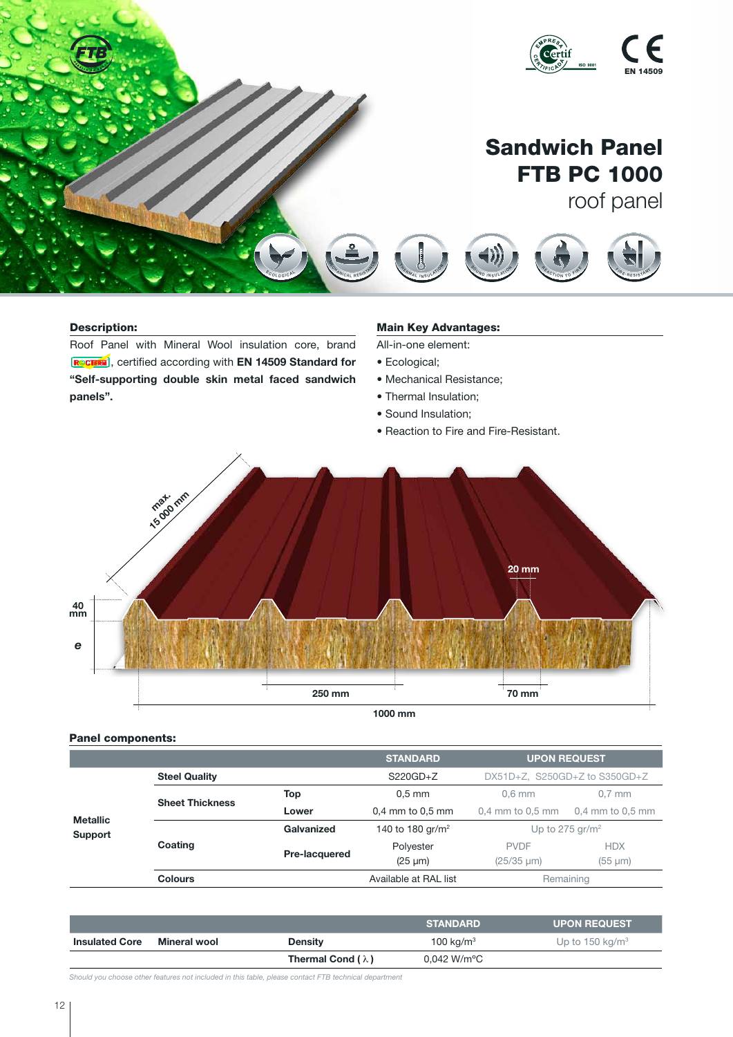# Sandwich Panel FTB PC 1000

roof panel

## Description:

Roof Panel with Mineral Wool insulation core, brand ROCTERM, certified according with **EN 14509 Standard for "Self-supporting double skin metal faced sandwich panels".**

## Main Key Advantages:

All-in-one element:

- Ecological;
- Mechanical Resistance;
- Thermal Insulation;
- Sound Insulation;
- Reaction to Fire and Fire-Resistant.

max. 15 000 mm

40 mm

e

20 mm

250 mm

70 mm

1000 mm

## Panel components:

| | | | STANDARD | UPON REQUEST | |
|---|---|---|---|---|---|
| **Metallic Support** | **Steel Quality** | | S220GD+Z | DX51D+Z, S250GD+Z to S350GD+Z | |
| | **Sheet Thickness** | **Top** | 0,5 mm | 0,6 mm | 0,7 mm |
| | | **Lower** | 0,4 mm to 0,5 mm | 0,4 mm to 0,5 mm | 0,4 mm to 0,5 mm |
| | **Coating** | **Galvanized** | 140 to 180 gr/m² | Up to 275 gr/m² | |
| | | **Pre-lacquered** | Polyester (25 µm) | PVDF (25/35 µm) | HDX (55 µm) |
| | **Colours** | | Available at RAL list | Remaining | |

| | | | STANDARD | UPON REQUEST |
|---|---|---|---|---|
| **Insulated Core** | **Mineral wool** | **Density** | 100 kg/m³ | Up to 150 kg/m³ |
| | | **Thermal Cond ( $\lambda$ )** | 0,042 W/m°C | |

*Should you choose other features not included in this table, please contact FTB technical department*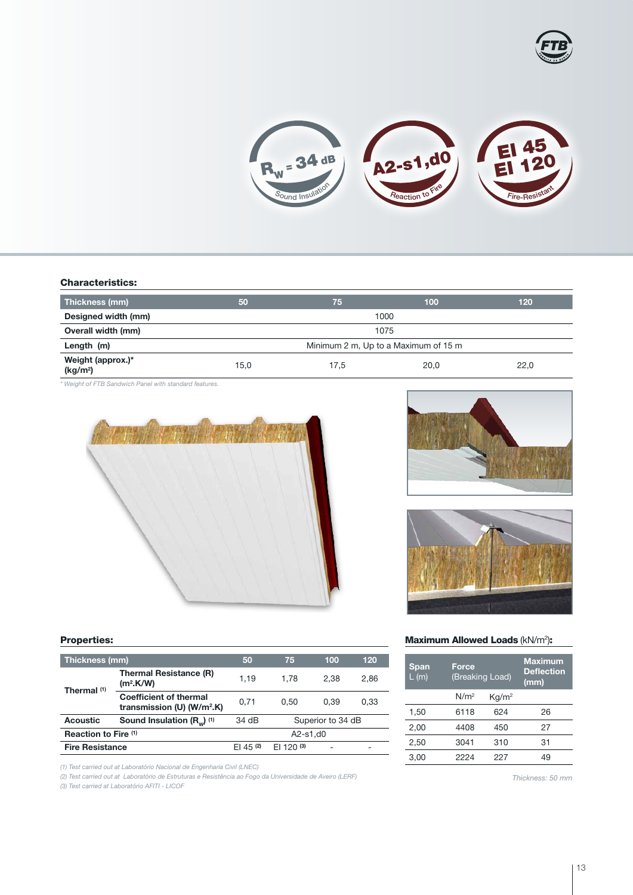$R_W$ = 34 dB
Sound Insulation

A2-s1,d0
Reaction to Fire

EI 45
EI 120
Fire-Resistant

### Characteristics:

| Thickness (mm) | 50 | 75 | 100 | 120 |
|---|---|---|---|---|
| Designed width (mm) | 1000 | | | |
| Overall width (mm) | 1075 | | | |
| Length (m) | Minimum 2 m, Up to a Maximum of 15 m | | | |
| Weight (approx.)* ($kg/m^2$) | 15,0 | 17,5 | 20,0 | 22,0 |

*\* Weight of FTB Sandwich Panel with standard features.*

### Properties:

| Thickness (mm) | | 50 | 75 | 100 | 120 |
|---|---|---|---|---|---|
| Thermal [1] | Thermal Resistance (R) ($m^2.K/W$) | 1,19 | 1,78 | 2,38 | 2,86 |
| | Coefficient of thermal transmission (U) ($W/m^2.K$) | 0,71 | 0,50 | 0,39 | 0,33 |
| Acoustic | Sound Insulation ($R_w$) [1] | 34 dB | Superior to 34 dB | | |
| Reaction to Fire [1] | | A2-s1,d0 | | | |
| Fire Resistance | | EI 45 [2] | EI 120 [3] | - | - |

*(1) Test carried out at Laboratório Nacional de Engenharia Civil (LNEC)*
*(2) Test carried out at Laboratório de Estruturas e Resistência ao Fogo da Universidade de Aveiro (LERF)*
*(3) Test carried at Laboratório AFITI - LICOF*

### Maximum Allowed Loads ($kN/m^2$):

| Span L (m) | Force (Breaking Load) | | Maximum Deflection (mm) |
|---|---|---|---|
| | $N/m^2$ | $Kg/m^2$ | |
| 1,50 | 6118 | 624 | 26 |
| 2,00 | 4408 | 450 | 27 |
| 2,50 | 3041 | 310 | 31 |
| 3,00 | 2224 | 227 | 49 |

*Thickness: 50 mm*